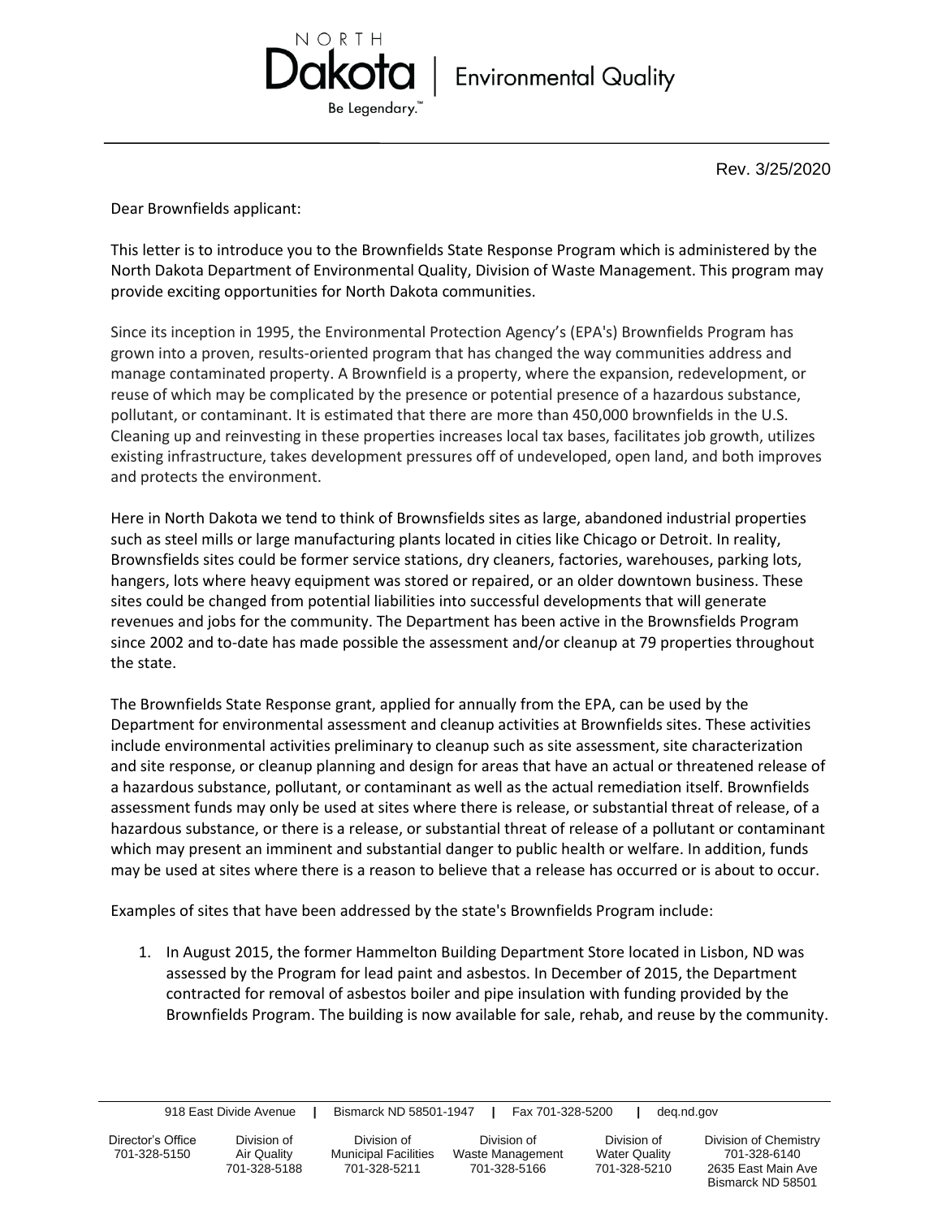Rev. 3/25/2020

Dear Brownfields applicant:

This letter is to introduce you to the Brownfields State Response Program which is administered by the North Dakota Department of Environmental Quality, Division of Waste Management. This program may provide exciting opportunities for North Dakota communities.

Since its inception in 1995, the Environmental Protection Agency's (EPA's) Brownfields Program has grown into a proven, results-oriented program that has changed the way communities address and manage contaminated property. A Brownfield is a property, where the expansion, redevelopment, or reuse of which may be complicated by the presence or potential presence of a hazardous substance, pollutant, or contaminant. It is estimated that there are more than 450,000 brownfields in the U.S. Cleaning up and reinvesting in these properties increases local tax bases, facilitates job growth, utilizes existing infrastructure, takes development pressures off of undeveloped, open land, and both improves and protects the environment.

Here in North Dakota we tend to think of Brownsfields sites as large, abandoned industrial properties such as steel mills or large manufacturing plants located in cities like Chicago or Detroit. In reality, Brownsfields sites could be former service stations, dry cleaners, factories, warehouses, parking lots, hangers, lots where heavy equipment was stored or repaired, or an older downtown business. These sites could be changed from potential liabilities into successful developments that will generate revenues and jobs for the community. The Department has been active in the Brownsfields Program since 2002 and to-date has made possible the assessment and/or cleanup at 79 properties throughout the state.

The Brownfields State Response grant, applied for annually from the EPA, can be used by the Department for environmental assessment and cleanup activities at Brownfields sites. These activities include environmental activities preliminary to cleanup such as site assessment, site characterization and site response, or cleanup planning and design for areas that have an actual or threatened release of a hazardous substance, pollutant, or contaminant as well as the actual remediation itself. Brownfields assessment funds may only be used at sites where there is release, or substantial threat of release, of a hazardous substance, or there is a release, or substantial threat of release of a pollutant or contaminant which may present an imminent and substantial danger to public health or welfare. In addition, funds may be used at sites where there is a reason to believe that a release has occurred or is about to occur.

Examples of sites that have been addressed by the state's Brownfields Program include:

1. In August 2015, the former Hammelton Building Department Store located in Lisbon, ND was assessed by the Program for lead paint and asbestos. In December of 2015, the Department contracted for removal of asbestos boiler and pipe insulation with funding provided by the Brownfields Program. The building is now available for sale, rehab, and reuse by the community.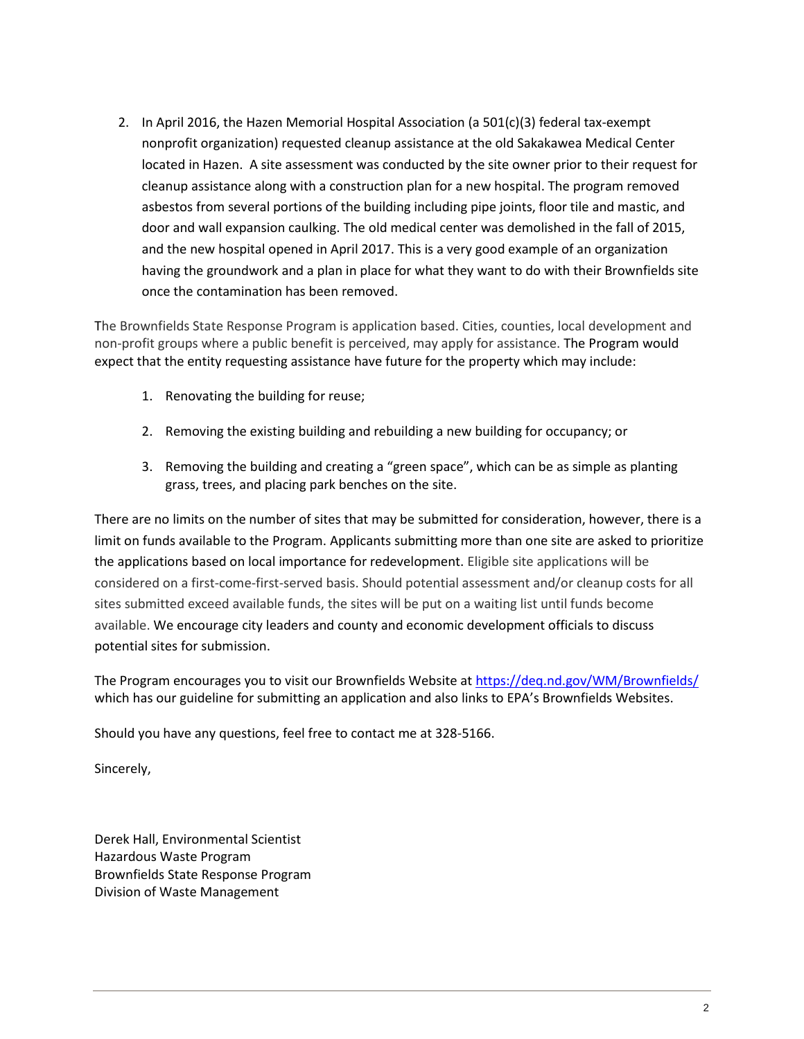2. In April 2016, the Hazen Memorial Hospital Association (a 501(c)(3) federal tax-exempt nonprofit organization) requested cleanup assistance at the old Sakakawea Medical Center located in Hazen. A site assessment was conducted by the site owner prior to their request for cleanup assistance along with a construction plan for a new hospital. The program removed asbestos from several portions of the building including pipe joints, floor tile and mastic, and door and wall expansion caulking. The old medical center was demolished in the fall of 2015, and the new hospital opened in April 2017. This is a very good example of an organization having the groundwork and a plan in place for what they want to do with their Brownfields site once the contamination has been removed.

The Brownfields State Response Program is application based. Cities, counties, local development and non-profit groups where a public benefit is perceived, may apply for assistance. The Program would expect that the entity requesting assistance have future for the property which may include:

1. Renovating the building for reuse;
2. Removing the existing building and rebuilding a new building for occupancy; or
3. Removing the building and creating a "green space", which can be as simple as planting grass, trees, and placing park benches on the site.

There are no limits on the number of sites that may be submitted for consideration, however, there is a limit on funds available to the Program. Applicants submitting more than one site are asked to prioritize the applications based on local importance for redevelopment. Eligible site applications will be considered on a first-come-first-served basis. Should potential assessment and/or cleanup costs for all sites submitted exceed available funds, the sites will be put on a waiting list until funds become available. We encourage city leaders and county and economic development officials to discuss potential sites for submission.

The Program encourages you to visit our Brownfields Website at https://deq.nd.gov/WM/Brownfields/ which has our guideline for submitting an application and also links to EPA's Brownfields Websites.

Should you have any questions, feel free to contact me at 328-5166.

Sincerely,

Derek Hall, Environmental Scientist
Hazardous Waste Program
Brownfields State Response Program
Division of Waste Management